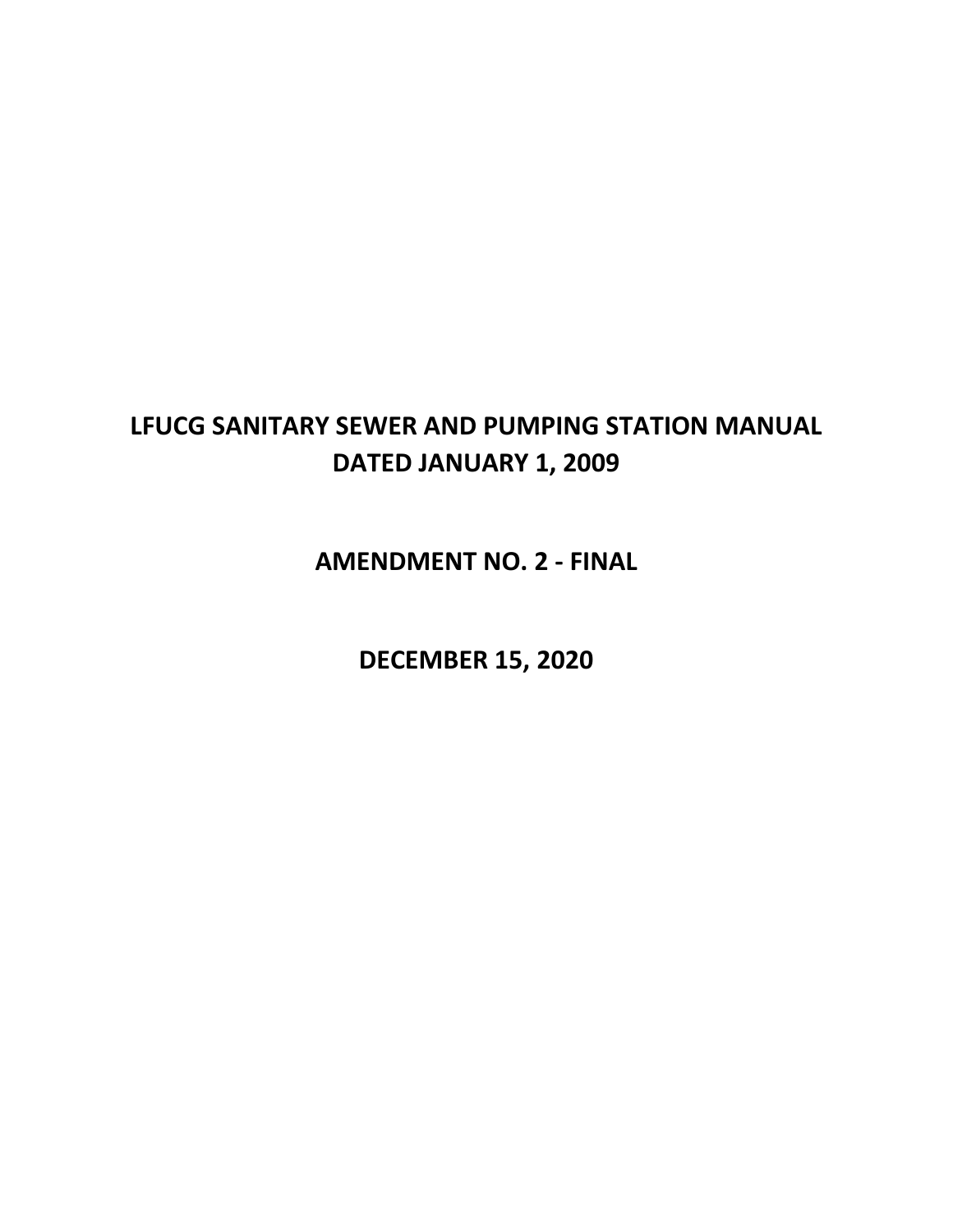# LFUCG SANITARY SEWER AND PUMPING STATION MANUAL DATED JANUARY 1, 2009

## AMENDMENT NO. 2 - FINAL

## DECEMBER 15, 2020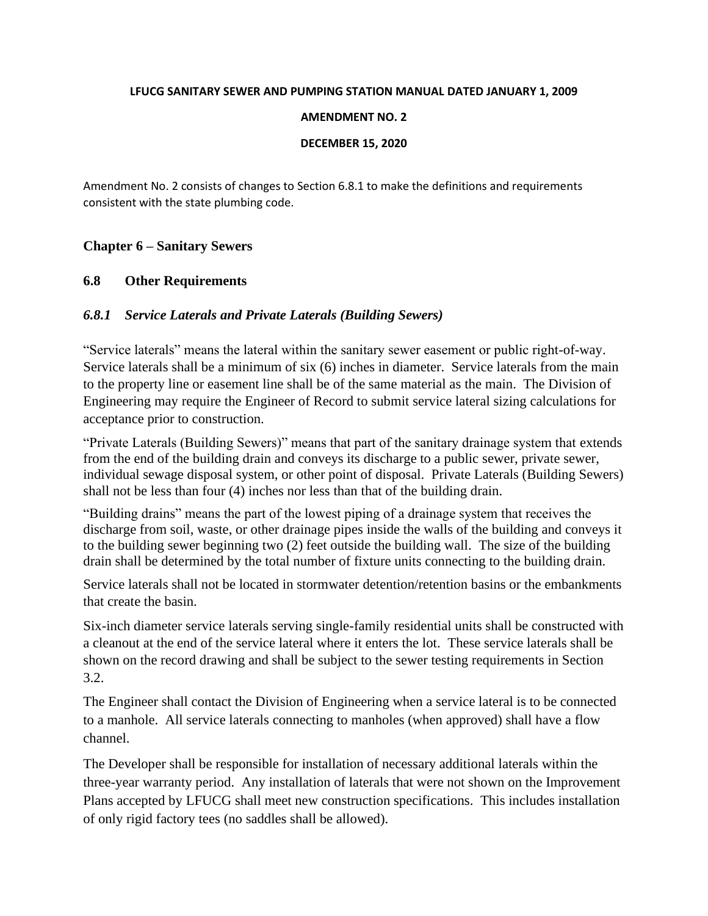**LFUCG SANITARY SEWER AND PUMPING STATION MANUAL DATED JANUARY 1, 2009**

**AMENDMENT NO. 2**

**DECEMBER 15, 2020**

Amendment No. 2 consists of changes to Section 6.8.1 to make the definitions and requirements consistent with the state plumbing code.

## Chapter 6 – Sanitary Sewers

### 6.8 Other Requirements

#### *6.8.1 Service Laterals and Private Laterals (Building Sewers)*

"Service laterals" means the lateral within the sanitary sewer easement or public right-of-way. Service laterals shall be a minimum of six (6) inches in diameter. Service laterals from the main to the property line or easement line shall be of the same material as the main. The Division of Engineering may require the Engineer of Record to submit service lateral sizing calculations for acceptance prior to construction.

"Private Laterals (Building Sewers)" means that part of the sanitary drainage system that extends from the end of the building drain and conveys its discharge to a public sewer, private sewer, individual sewage disposal system, or other point of disposal. Private Laterals (Building Sewers) shall not be less than four (4) inches nor less than that of the building drain.

"Building drains" means the part of the lowest piping of a drainage system that receives the discharge from soil, waste, or other drainage pipes inside the walls of the building and conveys it to the building sewer beginning two (2) feet outside the building wall. The size of the building drain shall be determined by the total number of fixture units connecting to the building drain.

Service laterals shall not be located in stormwater detention/retention basins or the embankments that create the basin.

Six-inch diameter service laterals serving single-family residential units shall be constructed with a cleanout at the end of the service lateral where it enters the lot. These service laterals shall be shown on the record drawing and shall be subject to the sewer testing requirements in Section 3.2.

The Engineer shall contact the Division of Engineering when a service lateral is to be connected to a manhole. All service laterals connecting to manholes (when approved) shall have a flow channel.

The Developer shall be responsible for installation of necessary additional laterals within the three-year warranty period. Any installation of laterals that were not shown on the Improvement Plans accepted by LFUCG shall meet new construction specifications. This includes installation of only rigid factory tees (no saddles shall be allowed).